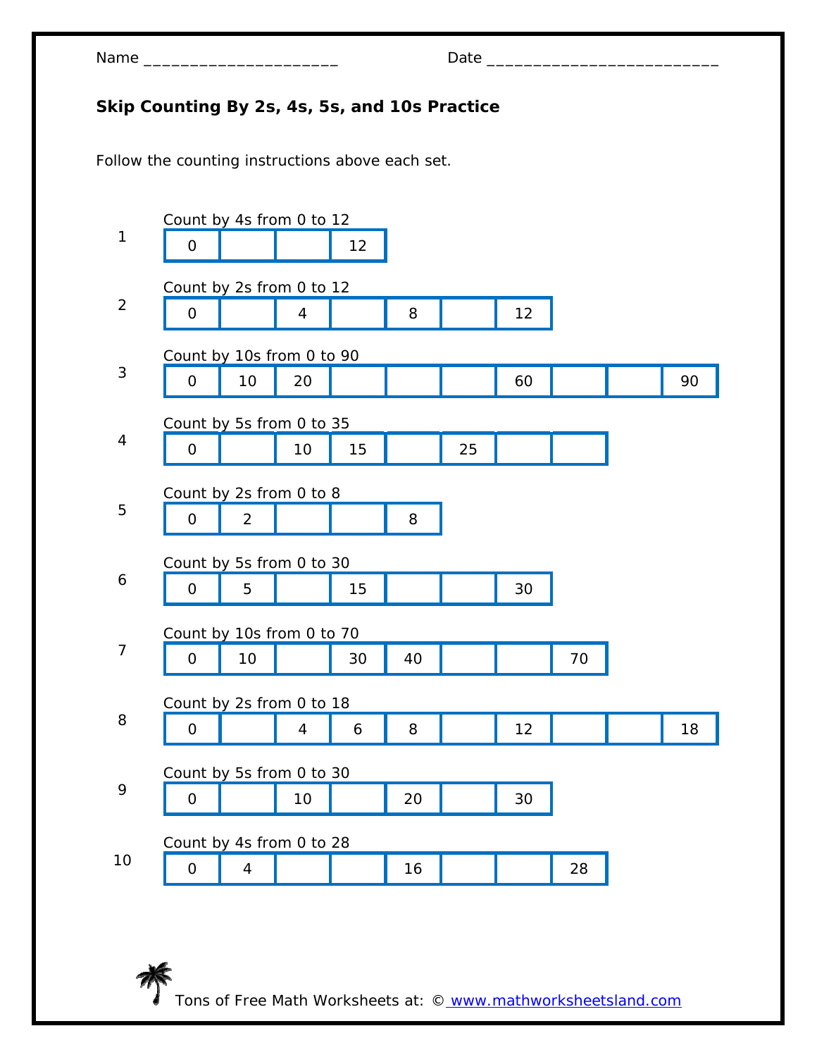Name ____________________ Date ________________________

**Skip Counting By 2s, 4s, 5s, and 10s Practice**

Follow the counting instructions above each set.

1. Count by 4s from 0 to 12

| | | | |
|---|---|---|---|
| 0 | | | 12 |

2. Count by 2s from 0 to 12

| | | | | | | |
|---|---|---|---|---|---|---|
| 0 | | 4 | | 8 | | 12 |

3. Count by 10s from 0 to 90

| | | | | | | | | | |
|---|---|---|---|---|---|---|---|---|---|
| 0 | 10 | 20 | | | | 60 | | | 90 |

4. Count by 5s from 0 to 35

| | | | | | | | |
|---|---|---|---|---|---|---|---|
| 0 | | 10 | 15 | | 25 | | |

5. Count by 2s from 0 to 8

| | | | | |
|---|---|---|---|---|
| 0 | 2 | | | 8 |

6. Count by 5s from 0 to 30

| | | | | | | |
|---|---|---|---|---|---|---|
| 0 | 5 | | 15 | | | 30 |

7. Count by 10s from 0 to 70

| | | | | | | | |
|---|---|---|---|---|---|---|---|
| 0 | 10 | | 30 | 40 | | | 70 |

8. Count by 2s from 0 to 18

| | | | | | | | | | |
|---|---|---|---|---|---|---|---|---|---|
| 0 | | 4 | 6 | 8 | | 12 | | | 18 |

9. Count by 5s from 0 to 30

| | | | | | | |
|---|---|---|---|---|---|---|
| 0 | | 10 | | 20 | | 30 |

10. Count by 4s from 0 to 28

| | | | | | | | |
|---|---|---|---|---|---|---|---|
| 0 | 4 | | | 16 | | | 28 |

Tons of Free Math Worksheets at: © www.mathworksheetsland.com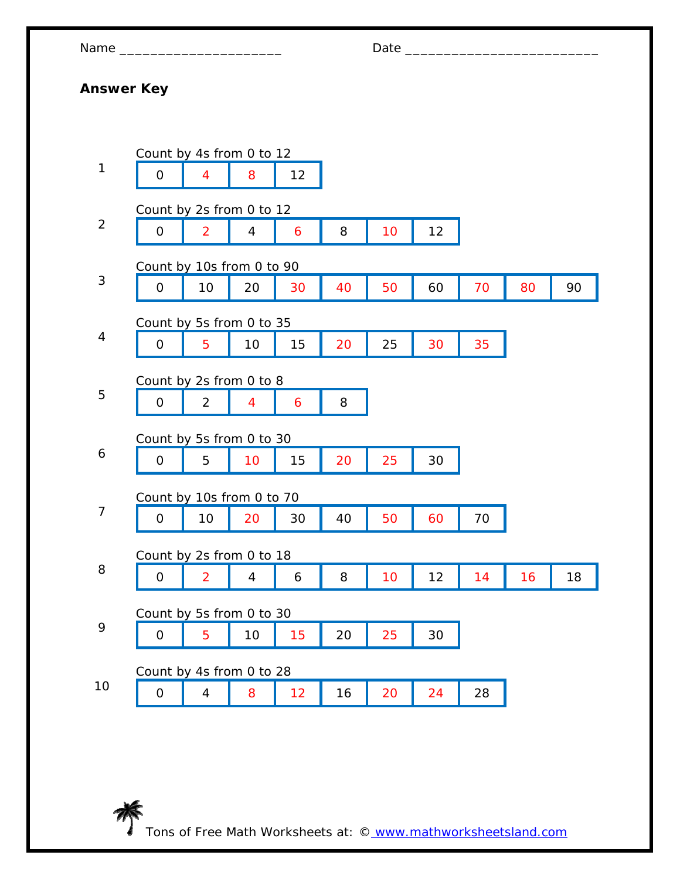Name ____________________ Date ________________________

**Answer Key**

1 Count by 4s from 0 to 12

| | | | |
|---|---|---|---|
| 0 | 4 | 8 | 12 |

2 Count by 2s from 0 to 12

| | | | | | | |
|---|---|---|---|---|---|---|
| 0 | 2 | 4 | 6 | 8 | 10 | 12 |

3 Count by 10s from 0 to 90

| | | | | | | | | | |
|---|---|---|---|---|---|---|---|---|---|
| 0 | 10 | 20 | 30 | 40 | 50 | 60 | 70 | 80 | 90 |

4 Count by 5s from 0 to 35

| | | | | | | | |
|---|---|---|---|---|---|---|---|
| 0 | 5 | 10 | 15 | 20 | 25 | 30 | 35 |

5 Count by 2s from 0 to 8

| | | | | |
|---|---|---|---|---|
| 0 | 2 | 4 | 6 | 8 |

6 Count by 5s from 0 to 30

| | | | | | | |
|---|---|---|---|---|---|---|
| 0 | 5 | 10 | 15 | 20 | 25 | 30 |

7 Count by 10s from 0 to 70

| | | | | | | | |
|---|---|---|---|---|---|---|---|
| 0 | 10 | 20 | 30 | 40 | 50 | 60 | 70 |

8 Count by 2s from 0 to 18

| | | | | | | | | | |
|---|---|---|---|---|---|---|---|---|---|
| 0 | 2 | 4 | 6 | 8 | 10 | 12 | 14 | 16 | 18 |

9 Count by 5s from 0 to 30

| | | | | | | |
|---|---|---|---|---|---|---|
| 0 | 5 | 10 | 15 | 20 | 25 | 30 |

10 Count by 4s from 0 to 28

| | | | | | | | |
|---|---|---|---|---|---|---|---|
| 0 | 4 | 8 | 12 | 16 | 20 | 24 | 28 |

Tons of Free Math Worksheets at: © www.mathworksheetsland.com